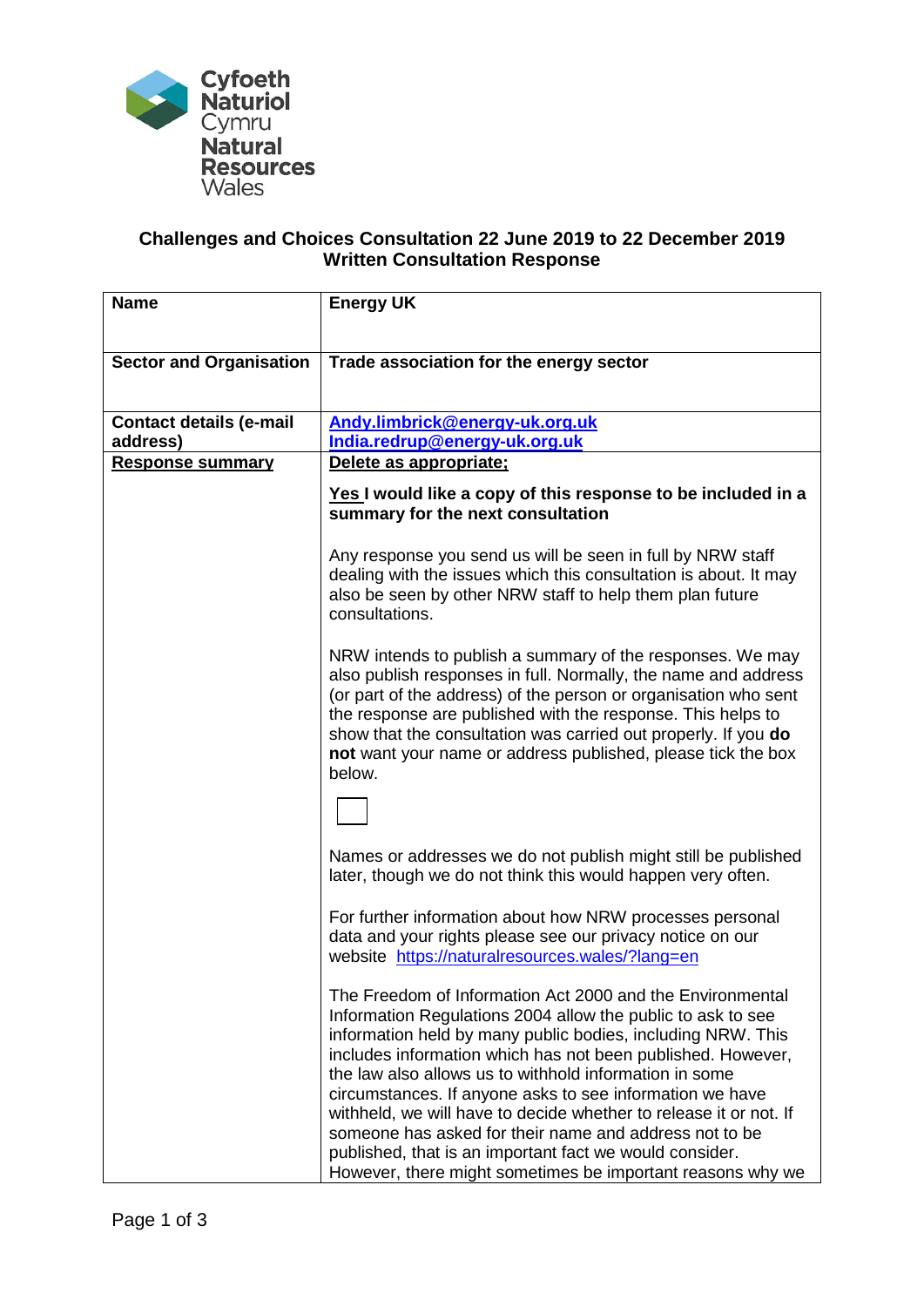Cyfoeth Naturiol Cymru
Natural Resources Wales

## Challenges and Choices Consultation 22 June 2019 to 22 December 2019
## Written Consultation Response

| **Name** | **Energy UK** |
|---|---|
| **Sector and Organisation** | **Trade association for the energy sector** |
| **Contact details (e-mail address)** | **Andy.limbrick@energy-uk.org.uk**<br>**India.redrup@energy-uk.org.uk** |
| **Response summary** | **Delete as appropriate;**<br><br>**Yes I would like a copy of this response to be included in a summary for the next consultation**<br><br>Any response you send us will be seen in full by NRW staff dealing with the issues which this consultation is about. It may also be seen by other NRW staff to help them plan future consultations.<br><br>NRW intends to publish a summary of the responses. We may also publish responses in full. Normally, the name and address (or part of the address) of the person or organisation who sent the response are published with the response. This helps to show that the consultation was carried out properly. If you **do not** want your name or address published, please tick the box below.<br><br>☐<br><br>Names or addresses we do not publish might still be published later, though we do not think this would happen very often.<br><br>For further information about how NRW processes personal data and your rights please see our privacy notice on our website https://naturalresources.wales/?lang=en<br><br>The Freedom of Information Act 2000 and the Environmental Information Regulations 2004 allow the public to ask to see information held by many public bodies, including NRW. This includes information which has not been published. However, the law also allows us to withhold information in some circumstances. If anyone asks to see information we have withheld, we will have to decide whether to release it or not. If someone has asked for their name and address not to be published, that is an important fact we would consider. However, there might sometimes be important reasons why we |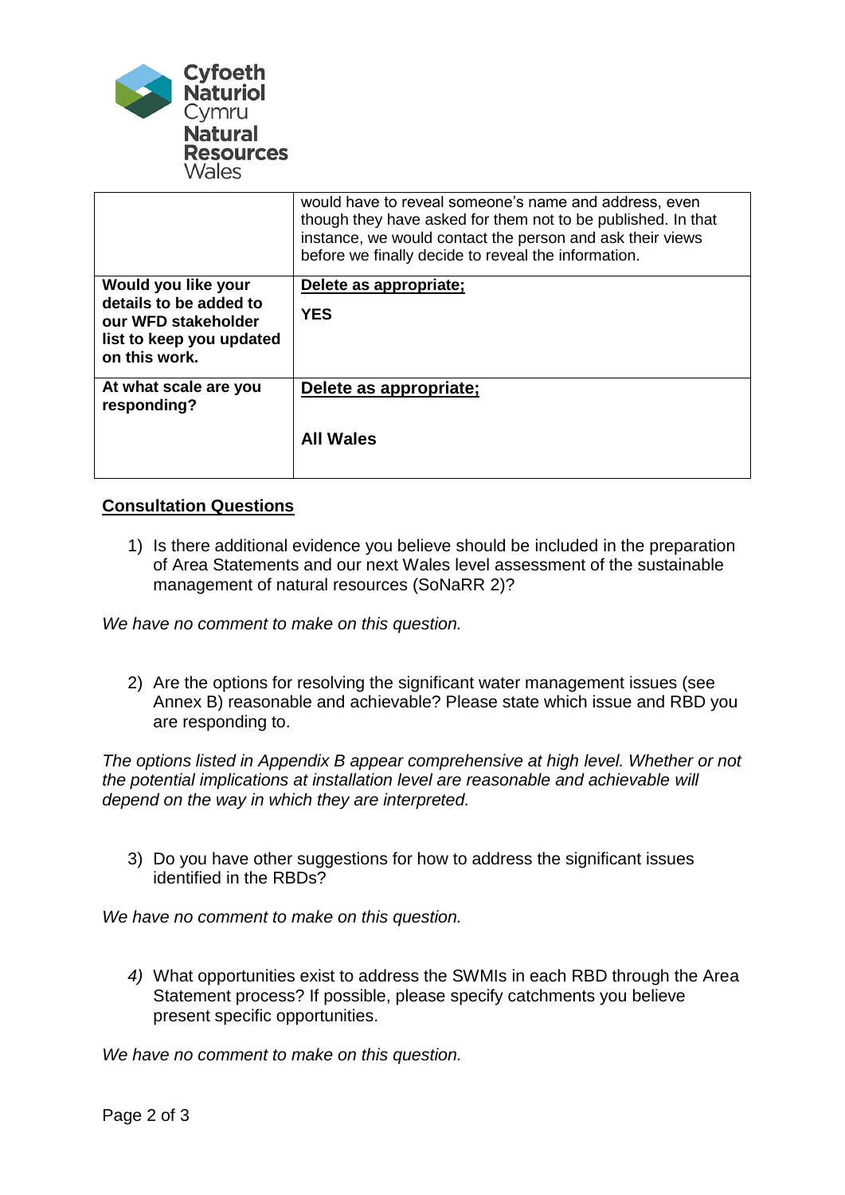Cyfoeth Naturiol Cymru
Natural Resources Wales

| | |
|---|---|
| | would have to reveal someone's name and address, even though they have asked for them not to be published. In that instance, we would contact the person and ask their views before we finally decide to reveal the information. |
| **Would you like your details to be added to our WFD stakeholder list to keep you updated on this work.** | **Delete as appropriate;**<br><br>**YES** |
| **At what scale are you responding?** | **Delete as appropriate;**<br><br>**All Wales** |

**Consultation Questions**

1) Is there additional evidence you believe should be included in the preparation of Area Statements and our next Wales level assessment of the sustainable management of natural resources (SoNaRR 2)?

*We have no comment to make on this question.*

2) Are the options for resolving the significant water management issues (see Annex B) reasonable and achievable? Please state which issue and RBD you are responding to.

*The options listed in Appendix B appear comprehensive at high level. Whether or not the potential implications at installation level are reasonable and achievable will depend on the way in which they are interpreted.*

3) Do you have other suggestions for how to address the significant issues identified in the RBDs?

*We have no comment to make on this question.*

4) What opportunities exist to address the SWMIs in each RBD through the Area Statement process? If possible, please specify catchments you believe present specific opportunities.

*We have no comment to make on this question.*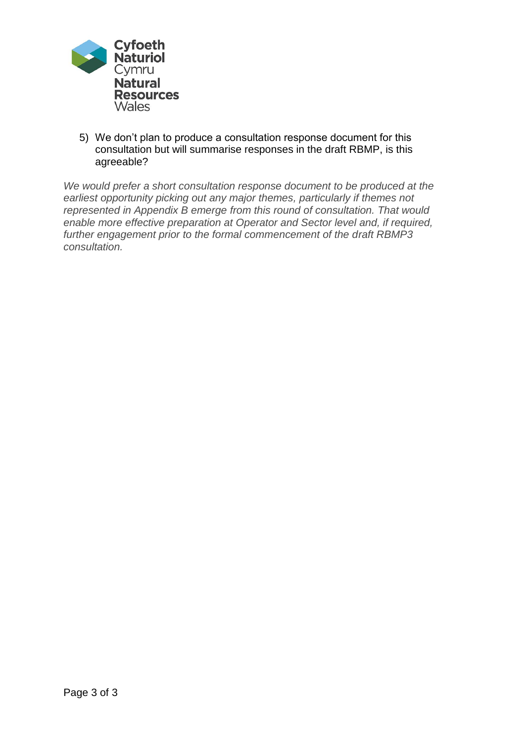5) We don't plan to produce a consultation response document for this consultation but will summarise responses in the draft RBMP, is this agreeable?

*We would prefer a short consultation response document to be produced at the earliest opportunity picking out any major themes, particularly if themes not represented in Appendix B emerge from this round of consultation. That would enable more effective preparation at Operator and Sector level and, if required, further engagement prior to the formal commencement of the draft RBMP3 consultation.*